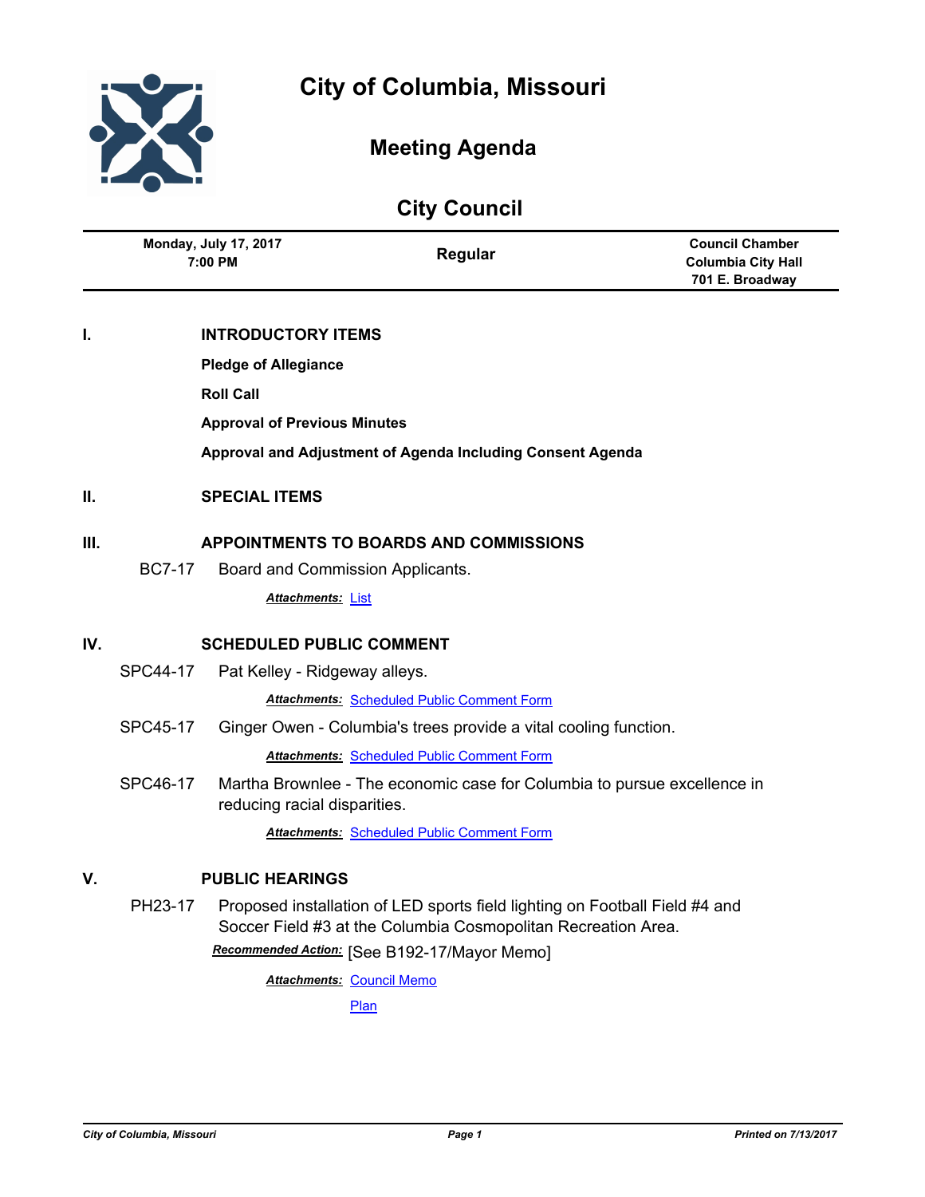# City of Columbia, Missouri

## Meeting Agenda

## City Council

| Monday, July 17, 2017<br>7:00 PM | Regular | Council Chamber<br>Columbia City Hall<br>701 E. Broadway |
|---|---|---|

## I. INTRODUCTORY ITEMS

**Pledge of Allegiance**

**Roll Call**

**Approval of Previous Minutes**

**Approval and Adjustment of Agenda Including Consent Agenda**

## II. SPECIAL ITEMS

## III. APPOINTMENTS TO BOARDS AND COMMISSIONS

BC7-17 Board and Commission Applicants.

***Attachments:*** List

## IV. SCHEDULED PUBLIC COMMENT

SPC44-17 Pat Kelley - Ridgeway alleys.

***Attachments:*** Scheduled Public Comment Form

SPC45-17 Ginger Owen - Columbia's trees provide a vital cooling function.

***Attachments:*** Scheduled Public Comment Form

SPC46-17 Martha Brownlee - The economic case for Columbia to pursue excellence in reducing racial disparities.

***Attachments:*** Scheduled Public Comment Form

## V. PUBLIC HEARINGS

PH23-17 Proposed installation of LED sports field lighting on Football Field #4 and Soccer Field #3 at the Columbia Cosmopolitan Recreation Area.

***Recommended Action:*** [See B192-17/Mayor Memo]

***Attachments:*** Council Memo

Plan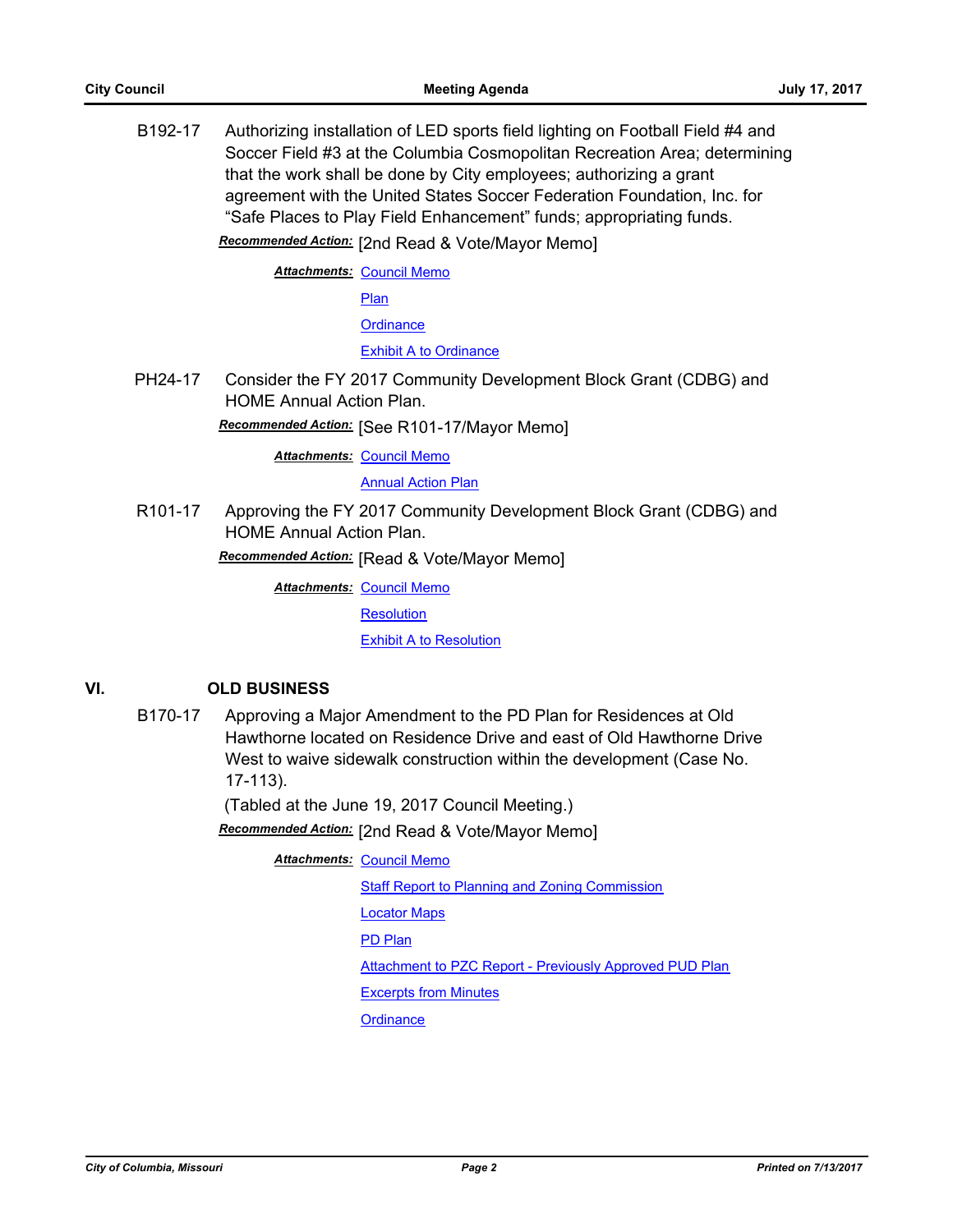**B192-17** Authorizing installation of LED sports field lighting on Football Field #4 and Soccer Field #3 at the Columbia Cosmopolitan Recreation Area; determining that the work shall be done by City employees; authorizing a grant agreement with the United States Soccer Federation Foundation, Inc. for “Safe Places to Play Field Enhancement” funds; appropriating funds.

***Recommended Action:*** [2nd Read & Vote/Mayor Memo]

***Attachments:*** Council Memo
Plan
Ordinance
Exhibit A to Ordinance

**PH24-17** Consider the FY 2017 Community Development Block Grant (CDBG) and HOME Annual Action Plan.

***Recommended Action:*** [See R101-17/Mayor Memo]

***Attachments:*** Council Memo
Annual Action Plan

**R101-17** Approving the FY 2017 Community Development Block Grant (CDBG) and HOME Annual Action Plan.

***Recommended Action:*** [Read & Vote/Mayor Memo]

***Attachments:*** Council Memo
Resolution
Exhibit A to Resolution

## VI. OLD BUSINESS

**B170-17** Approving a Major Amendment to the PD Plan for Residences at Old Hawthorne located on Residence Drive and east of Old Hawthorne Drive West to waive sidewalk construction within the development (Case No. 17-113).

(Tabled at the June 19, 2017 Council Meeting.)

***Recommended Action:*** [2nd Read & Vote/Mayor Memo]

***Attachments:*** Council Memo
Staff Report to Planning and Zoning Commission
Locator Maps
PD Plan
Attachment to PZC Report - Previously Approved PUD Plan
Excerpts from Minutes
Ordinance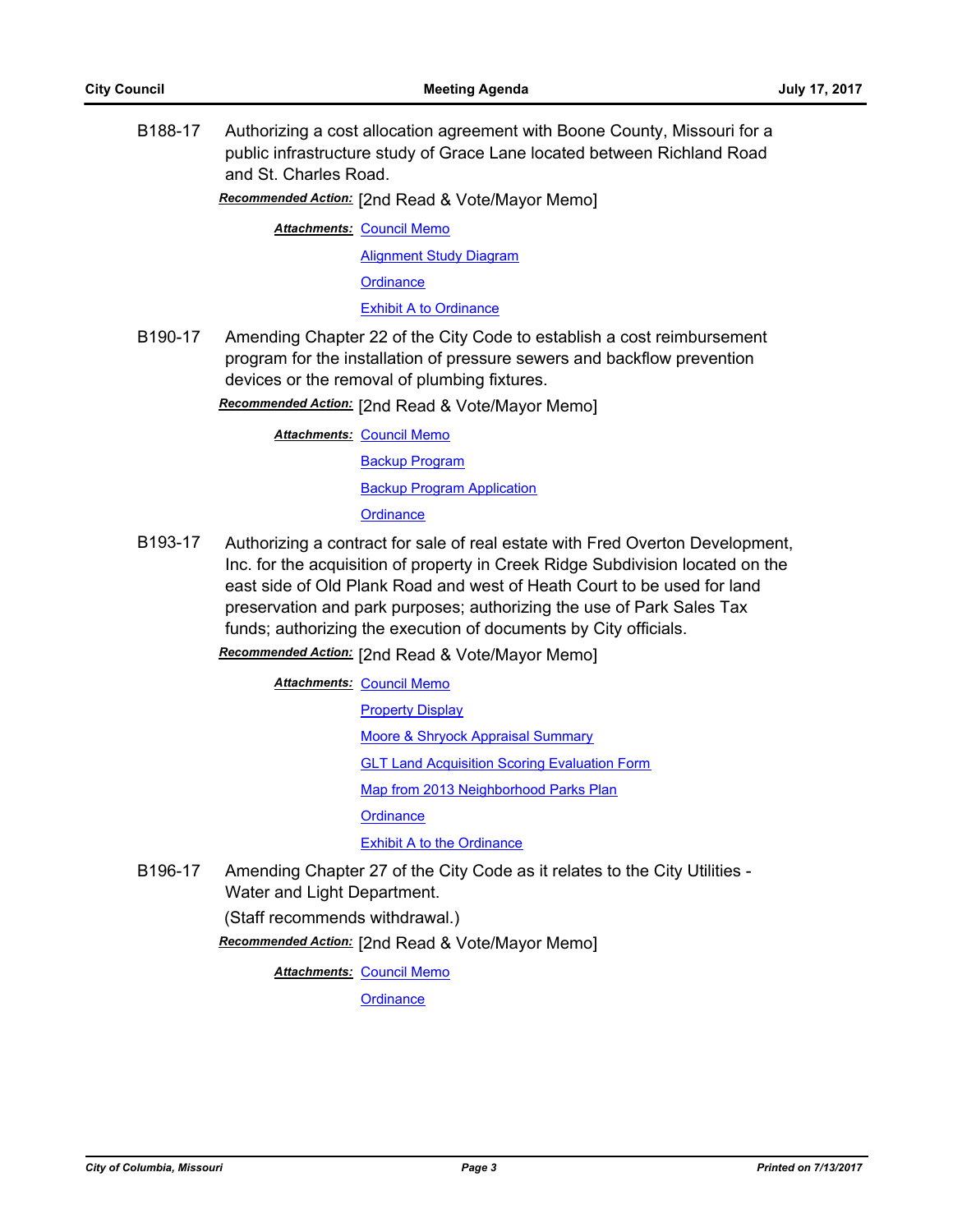B188-17 Authorizing a cost allocation agreement with Boone County, Missouri for a public infrastructure study of Grace Lane located between Richland Road and St. Charles Road.

***Recommended Action:*** [2nd Read & Vote/Mayor Memo]

***Attachments:*** Council Memo
Alignment Study Diagram
Ordinance
Exhibit A to Ordinance

B190-17 Amending Chapter 22 of the City Code to establish a cost reimbursement program for the installation of pressure sewers and backflow prevention devices or the removal of plumbing fixtures.

***Recommended Action:*** [2nd Read & Vote/Mayor Memo]

***Attachments:*** Council Memo
Backup Program
Backup Program Application
Ordinance

B193-17 Authorizing a contract for sale of real estate with Fred Overton Development, Inc. for the acquisition of property in Creek Ridge Subdivision located on the east side of Old Plank Road and west of Heath Court to be used for land preservation and park purposes; authorizing the use of Park Sales Tax funds; authorizing the execution of documents by City officials.

***Recommended Action:*** [2nd Read & Vote/Mayor Memo]

***Attachments:*** Council Memo
Property Display
Moore & Shryock Appraisal Summary
GLT Land Acquisition Scoring Evaluation Form
Map from 2013 Neighborhood Parks Plan
Ordinance
Exhibit A to the Ordinance

B196-17 Amending Chapter 27 of the City Code as it relates to the City Utilities - Water and Light Department.

(Staff recommends withdrawal.)

***Recommended Action:*** [2nd Read & Vote/Mayor Memo]

***Attachments:*** Council Memo
Ordinance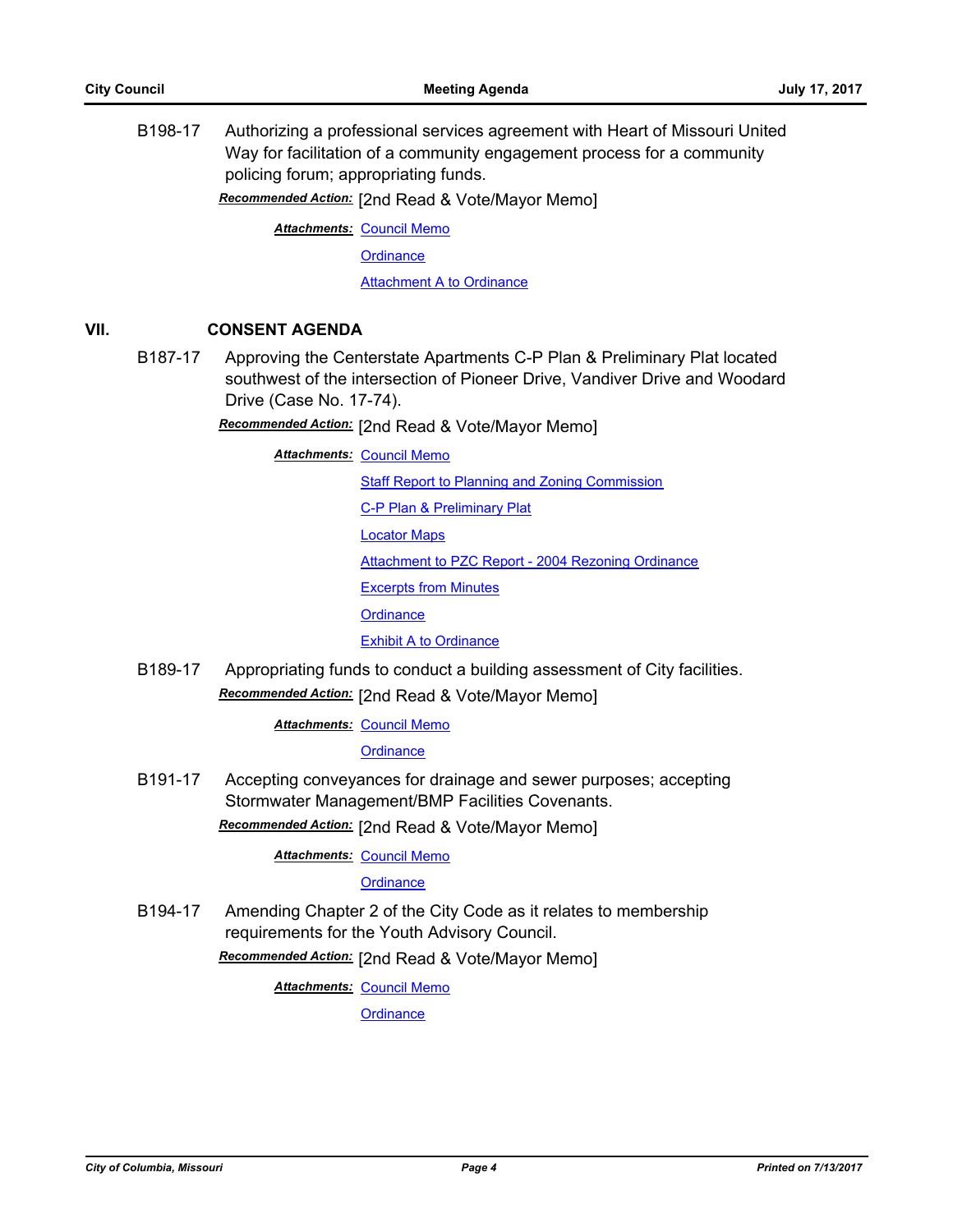B198-17 Authorizing a professional services agreement with Heart of Missouri United Way for facilitation of a community engagement process for a community policing forum; appropriating funds.

***Recommended Action:*** [2nd Read & Vote/Mayor Memo]

***Attachments:*** Council Memo
Ordinance
Attachment A to Ordinance

## VII. CONSENT AGENDA

B187-17 Approving the Centerstate Apartments C-P Plan & Preliminary Plat located southwest of the intersection of Pioneer Drive, Vandiver Drive and Woodard Drive (Case No. 17-74).

***Recommended Action:*** [2nd Read & Vote/Mayor Memo]

***Attachments:*** Council Memo
Staff Report to Planning and Zoning Commission
C-P Plan & Preliminary Plat
Locator Maps
Attachment to PZC Report - 2004 Rezoning Ordinance
Excerpts from Minutes
Ordinance
Exhibit A to Ordinance

B189-17 Appropriating funds to conduct a building assessment of City facilities.

***Recommended Action:*** [2nd Read & Vote/Mayor Memo]

***Attachments:*** Council Memo
Ordinance

B191-17 Accepting conveyances for drainage and sewer purposes; accepting Stormwater Management/BMP Facilities Covenants.

***Recommended Action:*** [2nd Read & Vote/Mayor Memo]

***Attachments:*** Council Memo
Ordinance

B194-17 Amending Chapter 2 of the City Code as it relates to membership requirements for the Youth Advisory Council.

***Recommended Action:*** [2nd Read & Vote/Mayor Memo]

***Attachments:*** Council Memo
Ordinance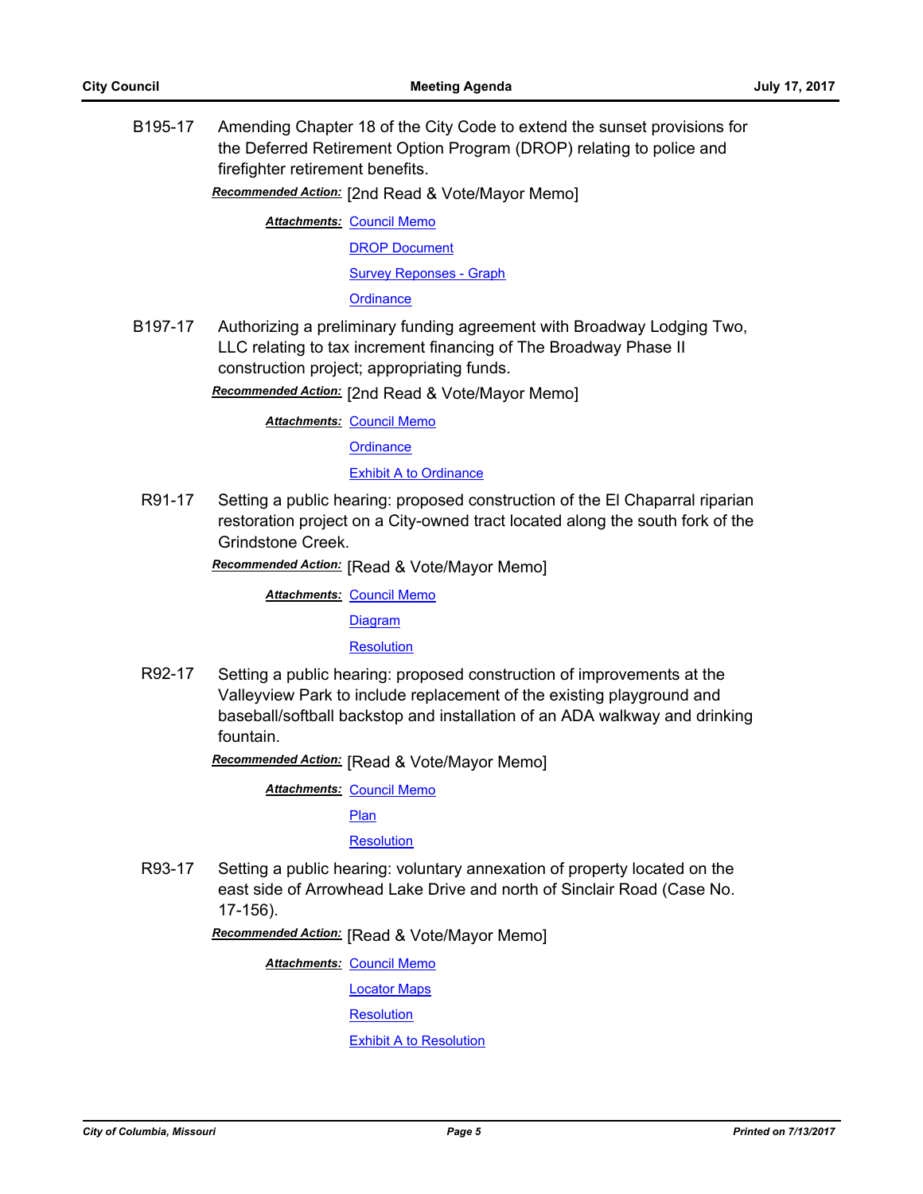**B195-17** Amending Chapter 18 of the City Code to extend the sunset provisions for the Deferred Retirement Option Program (DROP) relating to police and firefighter retirement benefits.

***Recommended Action:*** [2nd Read & Vote/Mayor Memo]

***Attachments:*** Council Memo
DROP Document
Survey Reponses - Graph
Ordinance

**B197-17** Authorizing a preliminary funding agreement with Broadway Lodging Two, LLC relating to tax increment financing of The Broadway Phase II construction project; appropriating funds.

***Recommended Action:*** [2nd Read & Vote/Mayor Memo]

***Attachments:*** Council Memo
Ordinance
Exhibit A to Ordinance

**R91-17** Setting a public hearing: proposed construction of the El Chaparral riparian restoration project on a City-owned tract located along the south fork of the Grindstone Creek.

***Recommended Action:*** [Read & Vote/Mayor Memo]

***Attachments:*** Council Memo
Diagram
Resolution

**R92-17** Setting a public hearing: proposed construction of improvements at the Valleyview Park to include replacement of the existing playground and baseball/softball backstop and installation of an ADA walkway and drinking fountain.

***Recommended Action:*** [Read & Vote/Mayor Memo]

***Attachments:*** Council Memo
Plan
Resolution

**R93-17** Setting a public hearing: voluntary annexation of property located on the east side of Arrowhead Lake Drive and north of Sinclair Road (Case No. 17-156).

***Recommended Action:*** [Read & Vote/Mayor Memo]

***Attachments:*** Council Memo
Locator Maps
Resolution
Exhibit A to Resolution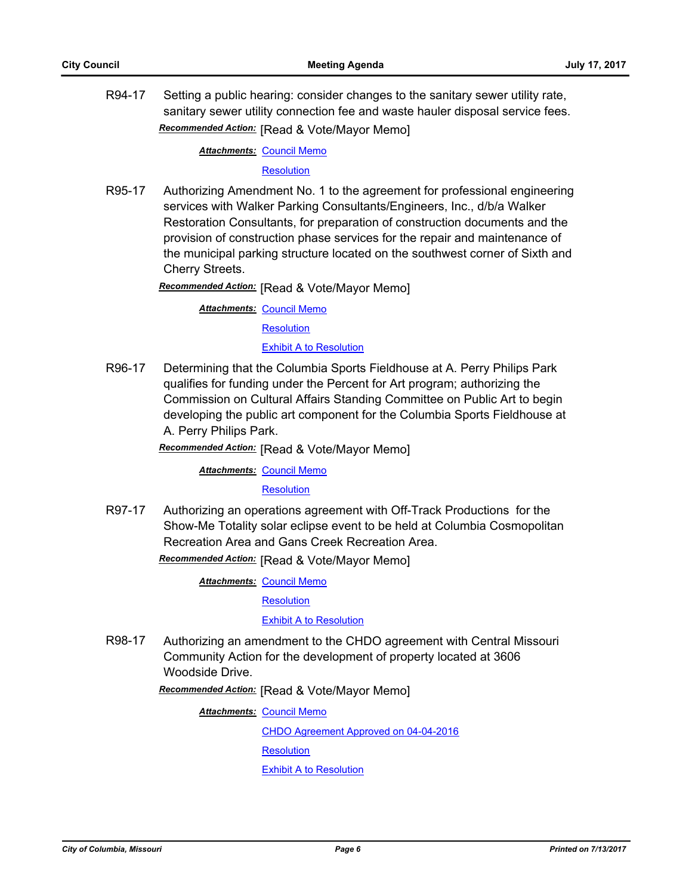R94-17 Setting a public hearing: consider changes to the sanitary sewer utility rate, sanitary sewer utility connection fee and waste hauler disposal service fees.

***Recommended Action:*** [Read & Vote/Mayor Memo]

***Attachments:*** Council Memo

Resolution

R95-17 Authorizing Amendment No. 1 to the agreement for professional engineering services with Walker Parking Consultants/Engineers, Inc., d/b/a Walker Restoration Consultants, for preparation of construction documents and the provision of construction phase services for the repair and maintenance of the municipal parking structure located on the southwest corner of Sixth and Cherry Streets.

***Recommended Action:*** [Read & Vote/Mayor Memo]

***Attachments:*** Council Memo

Resolution

Exhibit A to Resolution

R96-17 Determining that the Columbia Sports Fieldhouse at A. Perry Philips Park qualifies for funding under the Percent for Art program; authorizing the Commission on Cultural Affairs Standing Committee on Public Art to begin developing the public art component for the Columbia Sports Fieldhouse at A. Perry Philips Park.

***Recommended Action:*** [Read & Vote/Mayor Memo]

***Attachments:*** Council Memo

Resolution

R97-17 Authorizing an operations agreement with Off-Track Productions for the Show-Me Totality solar eclipse event to be held at Columbia Cosmopolitan Recreation Area and Gans Creek Recreation Area.

***Recommended Action:*** [Read & Vote/Mayor Memo]

***Attachments:*** Council Memo

Resolution

Exhibit A to Resolution

R98-17 Authorizing an amendment to the CHDO agreement with Central Missouri Community Action for the development of property located at 3606 Woodside Drive.

***Recommended Action:*** [Read & Vote/Mayor Memo]

***Attachments:*** Council Memo

CHDO Agreement Approved on 04-04-2016

Resolution

Exhibit A to Resolution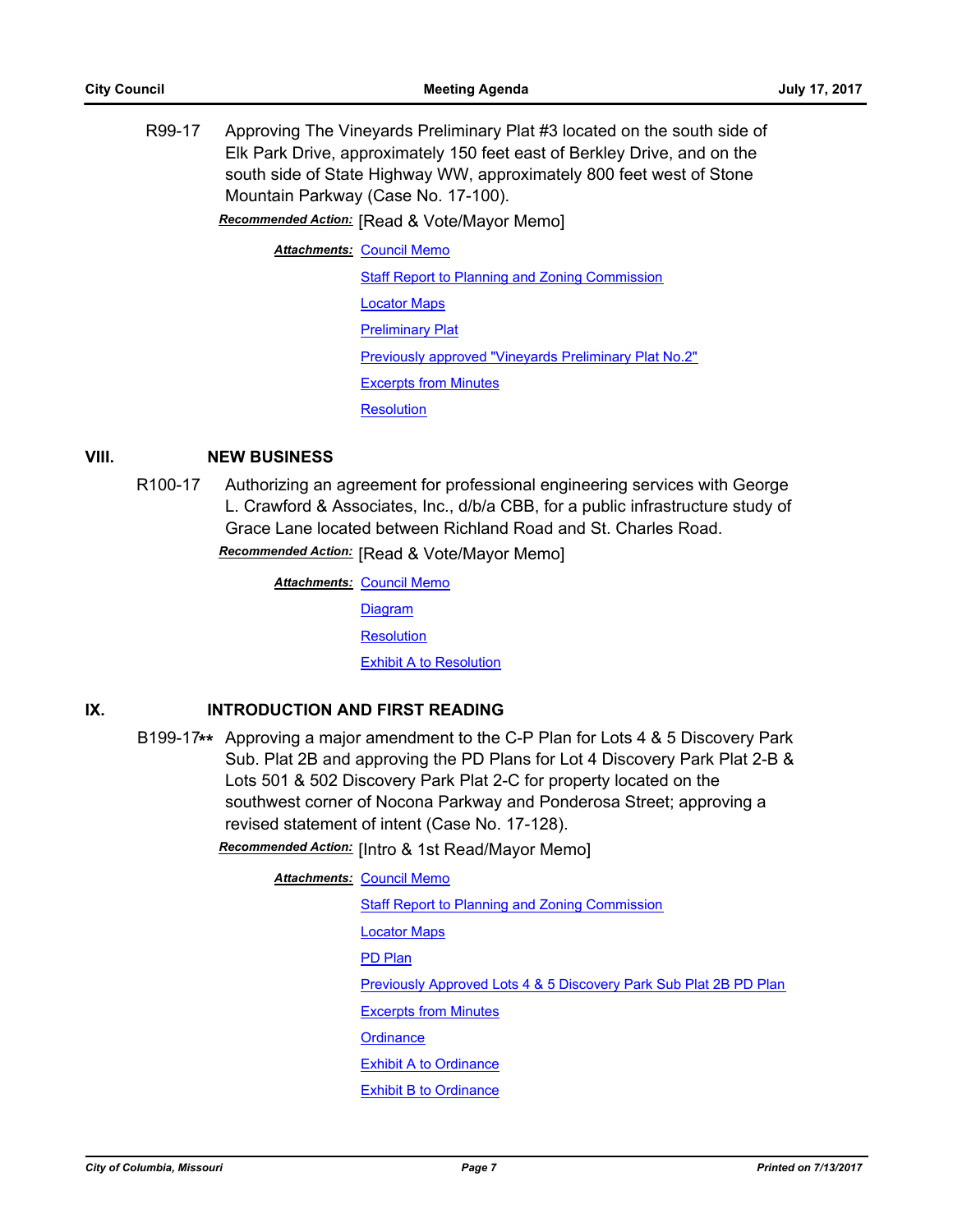R99-17 Approving The Vineyards Preliminary Plat #3 located on the south side of Elk Park Drive, approximately 150 feet east of Berkley Drive, and on the south side of State Highway WW, approximately 800 feet west of Stone Mountain Parkway (Case No. 17-100).

***Recommended Action:*** [Read & Vote/Mayor Memo]

***Attachments:*** Council Memo

Staff Report to Planning and Zoning Commission

Locator Maps

Preliminary Plat

Previously approved "Vineyards Preliminary Plat No.2"

Excerpts from Minutes

Resolution

## VIII. NEW BUSINESS

R100-17 Authorizing an agreement for professional engineering services with George L. Crawford & Associates, Inc., d/b/a CBB, for a public infrastructure study of Grace Lane located between Richland Road and St. Charles Road.

***Recommended Action:*** [Read & Vote/Mayor Memo]

***Attachments:*** Council Memo

Diagram

Resolution

Exhibit A to Resolution

## IX. INTRODUCTION AND FIRST READING

B199-17** Approving a major amendment to the C-P Plan for Lots 4 & 5 Discovery Park Sub. Plat 2B and approving the PD Plans for Lot 4 Discovery Park Plat 2-B & Lots 501 & 502 Discovery Park Plat 2-C for property located on the southwest corner of Nocona Parkway and Ponderosa Street; approving a revised statement of intent (Case No. 17-128).

***Recommended Action:*** [Intro & 1st Read/Mayor Memo]

***Attachments:*** Council Memo

Staff Report to Planning and Zoning Commission

Locator Maps

PD Plan

Previously Approved Lots 4 & 5 Discovery Park Sub Plat 2B PD Plan

Excerpts from Minutes

Ordinance

Exhibit A to Ordinance

Exhibit B to Ordinance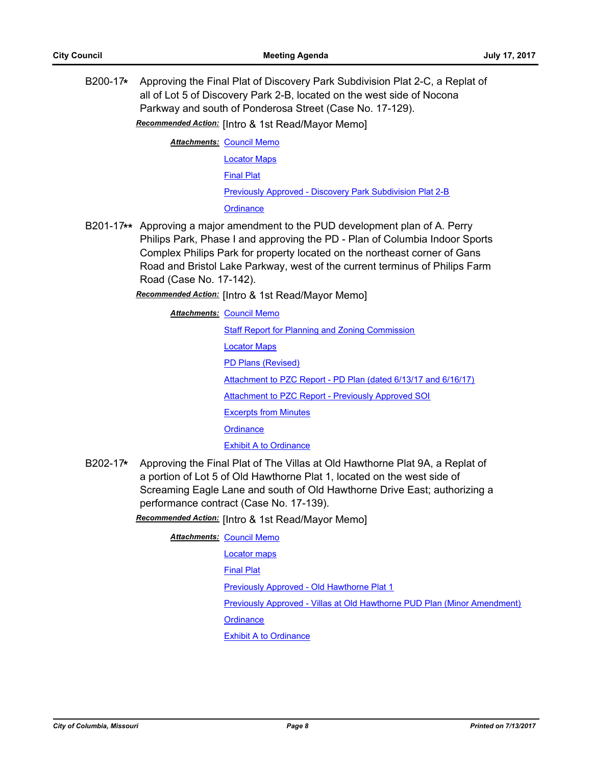B200-17* Approving the Final Plat of Discovery Park Subdivision Plat 2-C, a Replat of all of Lot 5 of Discovery Park 2-B, located on the west side of Nocona Parkway and south of Ponderosa Street (Case No. 17-129).

***Recommended Action:*** [Intro & 1st Read/Mayor Memo]

***Attachments:*** Council Memo
Locator Maps
Final Plat
Previously Approved - Discovery Park Subdivision Plat 2-B
Ordinance

B201-17** Approving a major amendment to the PUD development plan of A. Perry Philips Park, Phase I and approving the PD - Plan of Columbia Indoor Sports Complex Philips Park for property located on the northeast corner of Gans Road and Bristol Lake Parkway, west of the current terminus of Philips Farm Road (Case No. 17-142).

***Recommended Action:*** [Intro & 1st Read/Mayor Memo]

***Attachments:*** Council Memo
Staff Report for Planning and Zoning Commission
Locator Maps
PD Plans (Revised)
Attachment to PZC Report - PD Plan (dated 6/13/17 and 6/16/17)
Attachment to PZC Report - Previously Approved SOI
Excerpts from Minutes
Ordinance
Exhibit A to Ordinance

B202-17* Approving the Final Plat of The Villas at Old Hawthorne Plat 9A, a Replat of a portion of Lot 5 of Old Hawthorne Plat 1, located on the west side of Screaming Eagle Lane and south of Old Hawthorne Drive East; authorizing a performance contract (Case No. 17-139).

***Recommended Action:*** [Intro & 1st Read/Mayor Memo]

***Attachments:*** Council Memo
Locator maps
Final Plat
Previously Approved - Old Hawthorne Plat 1
Previously Approved - Villas at Old Hawthorne PUD Plan (Minor Amendment)
Ordinance
Exhibit A to Ordinance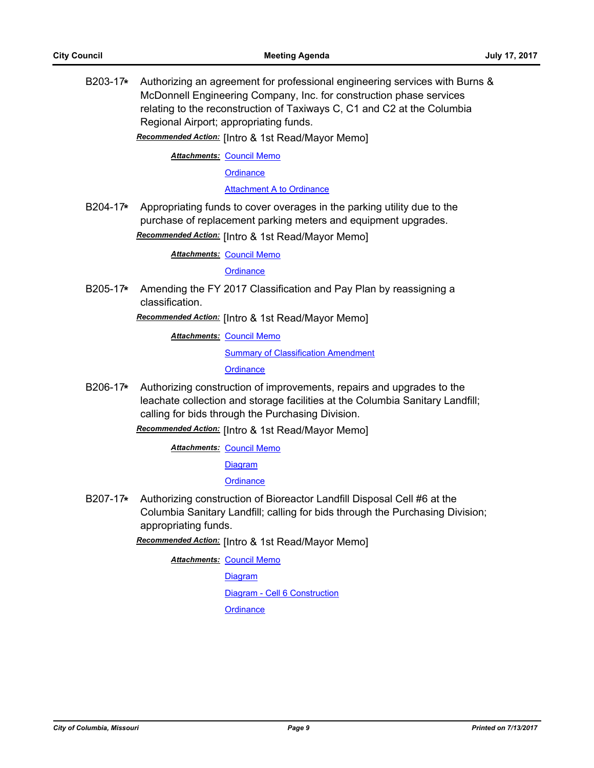B203-17* Authorizing an agreement for professional engineering services with Burns & McDonnell Engineering Company, Inc. for construction phase services relating to the reconstruction of Taxiways C, C1 and C2 at the Columbia Regional Airport; appropriating funds.

***Recommended Action:*** [Intro & 1st Read/Mayor Memo]

***Attachments:*** Council Memo
Ordinance
Attachment A to Ordinance

B204-17* Appropriating funds to cover overages in the parking utility due to the purchase of replacement parking meters and equipment upgrades.

***Recommended Action:*** [Intro & 1st Read/Mayor Memo]

***Attachments:*** Council Memo
Ordinance

B205-17* Amending the FY 2017 Classification and Pay Plan by reassigning a classification.

***Recommended Action:*** [Intro & 1st Read/Mayor Memo]

***Attachments:*** Council Memo
Summary of Classification Amendment
Ordinance

B206-17* Authorizing construction of improvements, repairs and upgrades to the leachate collection and storage facilities at the Columbia Sanitary Landfill; calling for bids through the Purchasing Division.

***Recommended Action:*** [Intro & 1st Read/Mayor Memo]

***Attachments:*** Council Memo
Diagram
Ordinance

B207-17* Authorizing construction of Bioreactor Landfill Disposal Cell #6 at the Columbia Sanitary Landfill; calling for bids through the Purchasing Division; appropriating funds.

***Recommended Action:*** [Intro & 1st Read/Mayor Memo]

***Attachments:*** Council Memo
Diagram
Diagram - Cell 6 Construction
Ordinance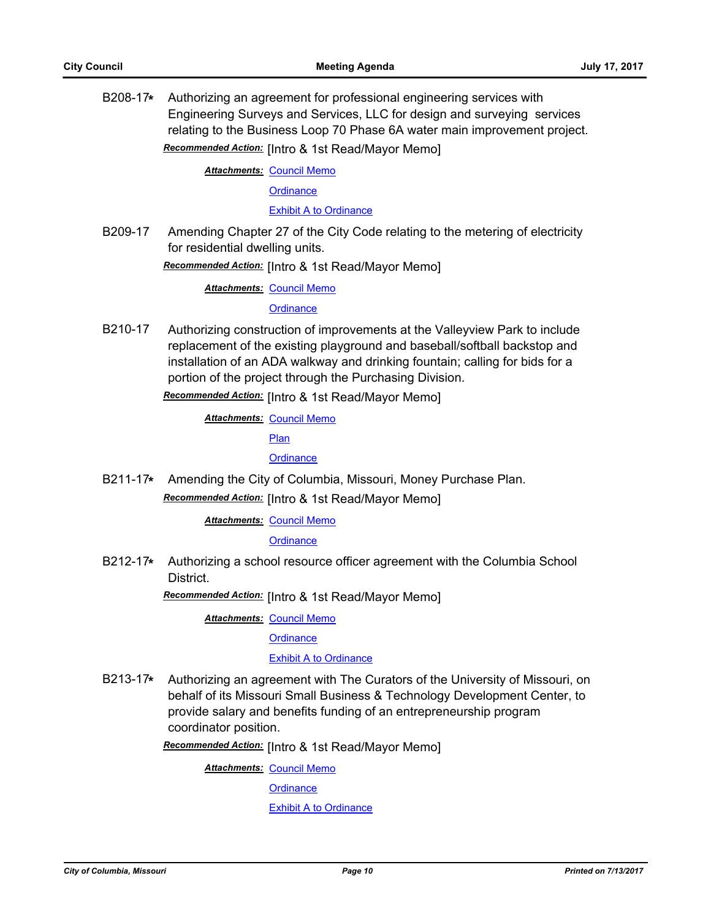B208-17* Authorizing an agreement for professional engineering services with Engineering Surveys and Services, LLC for design and surveying services relating to the Business Loop 70 Phase 6A water main improvement project.

***Recommended Action:*** [Intro & 1st Read/Mayor Memo]

***Attachments:*** Council Memo
Ordinance
Exhibit A to Ordinance

B209-17 Amending Chapter 27 of the City Code relating to the metering of electricity for residential dwelling units.

***Recommended Action:*** [Intro & 1st Read/Mayor Memo]

***Attachments:*** Council Memo
Ordinance

B210-17 Authorizing construction of improvements at the Valleyview Park to include replacement of the existing playground and baseball/softball backstop and installation of an ADA walkway and drinking fountain; calling for bids for a portion of the project through the Purchasing Division.

***Recommended Action:*** [Intro & 1st Read/Mayor Memo]

***Attachments:*** Council Memo
Plan
Ordinance

B211-17* Amending the City of Columbia, Missouri, Money Purchase Plan.

***Recommended Action:*** [Intro & 1st Read/Mayor Memo]

***Attachments:*** Council Memo
Ordinance

B212-17* Authorizing a school resource officer agreement with the Columbia School District.

***Recommended Action:*** [Intro & 1st Read/Mayor Memo]

***Attachments:*** Council Memo
Ordinance
Exhibit A to Ordinance

B213-17* Authorizing an agreement with The Curators of the University of Missouri, on behalf of its Missouri Small Business & Technology Development Center, to provide salary and benefits funding of an entrepreneurship program coordinator position.

***Recommended Action:*** [Intro & 1st Read/Mayor Memo]

***Attachments:*** Council Memo
Ordinance
Exhibit A to Ordinance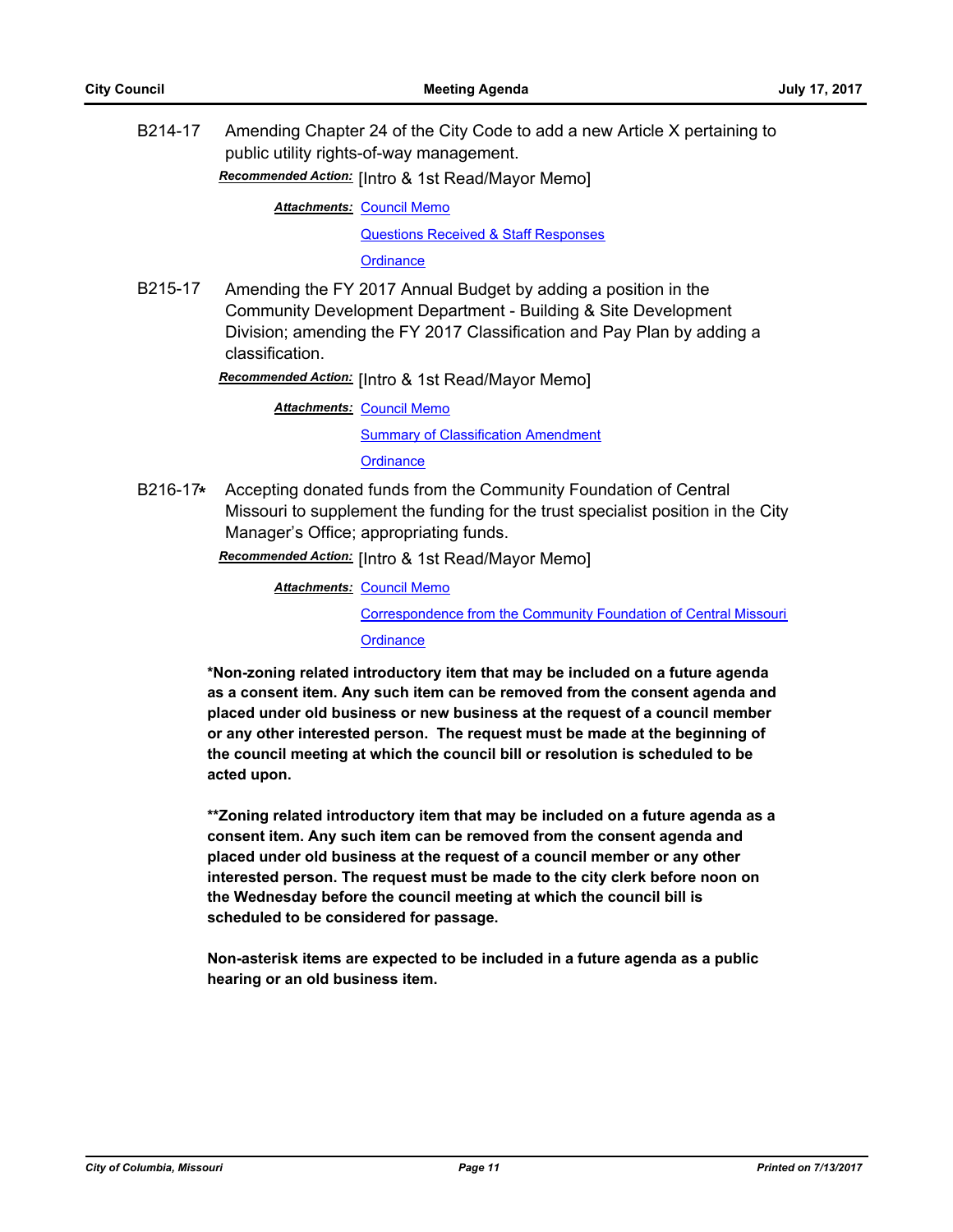B214-17 Amending Chapter 24 of the City Code to add a new Article X pertaining to public utility rights-of-way management.

***Recommended Action:*** [Intro & 1st Read/Mayor Memo]

***Attachments:*** Council Memo

Questions Received & Staff Responses

Ordinance

B215-17 Amending the FY 2017 Annual Budget by adding a position in the Community Development Department - Building & Site Development Division; amending the FY 2017 Classification and Pay Plan by adding a classification.

***Recommended Action:*** [Intro & 1st Read/Mayor Memo]

***Attachments:*** Council Memo

Summary of Classification Amendment

Ordinance

B216-17* Accepting donated funds from the Community Foundation of Central Missouri to supplement the funding for the trust specialist position in the City Manager's Office; appropriating funds.

***Recommended Action:*** [Intro & 1st Read/Mayor Memo]

***Attachments:*** Council Memo

Correspondence from the Community Foundation of Central Missouri

Ordinance

**\*Non-zoning related introductory item that may be included on a future agenda as a consent item. Any such item can be removed from the consent agenda and placed under old business or new business at the request of a council member or any other interested person. The request must be made at the beginning of the council meeting at which the council bill or resolution is scheduled to be acted upon.**

**\*\*Zoning related introductory item that may be included on a future agenda as a consent item. Any such item can be removed from the consent agenda and placed under old business at the request of a council member or any other interested person. The request must be made to the city clerk before noon on the Wednesday before the council meeting at which the council bill is scheduled to be considered for passage.**

**Non-asterisk items are expected to be included in a future agenda as a public hearing or an old business item.**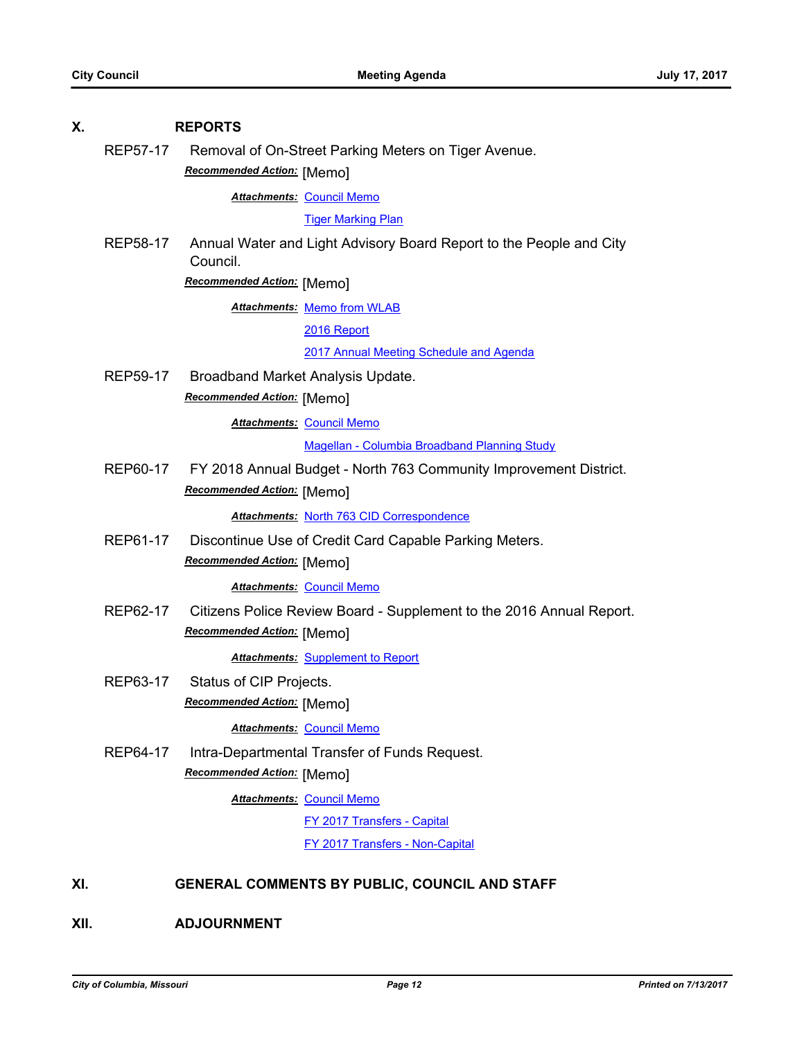## X. REPORTS

**REP57-17** Removal of On-Street Parking Meters on Tiger Avenue.

***Recommended Action:*** [Memo]

***Attachments:*** Council Memo
Tiger Marking Plan

**REP58-17** Annual Water and Light Advisory Board Report to the People and City Council.

***Recommended Action:*** [Memo]

***Attachments:*** Memo from WLAB
2016 Report
2017 Annual Meeting Schedule and Agenda

**REP59-17** Broadband Market Analysis Update.

***Recommended Action:*** [Memo]

***Attachments:*** Council Memo
Magellan - Columbia Broadband Planning Study

**REP60-17** FY 2018 Annual Budget - North 763 Community Improvement District.

***Recommended Action:*** [Memo]

***Attachments:*** North 763 CID Correspondence

**REP61-17** Discontinue Use of Credit Card Capable Parking Meters.

***Recommended Action:*** [Memo]

***Attachments:*** Council Memo

**REP62-17** Citizens Police Review Board - Supplement to the 2016 Annual Report.

***Recommended Action:*** [Memo]

***Attachments:*** Supplement to Report

**REP63-17** Status of CIP Projects.

***Recommended Action:*** [Memo]

***Attachments:*** Council Memo

**REP64-17** Intra-Departmental Transfer of Funds Request.

***Recommended Action:*** [Memo]

***Attachments:*** Council Memo
FY 2017 Transfers - Capital
FY 2017 Transfers - Non-Capital

## XI. GENERAL COMMENTS BY PUBLIC, COUNCIL AND STAFF

## XII. ADJOURNMENT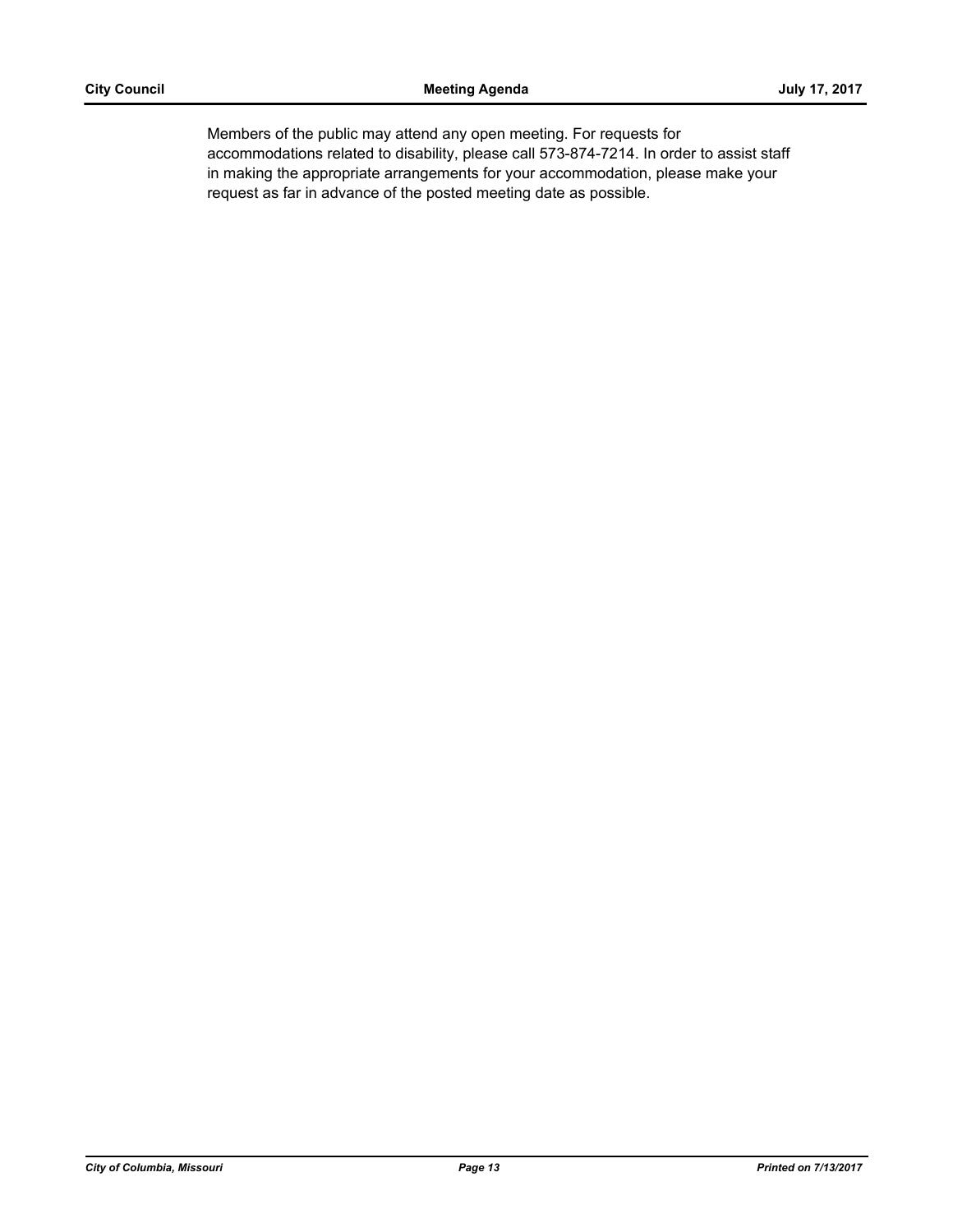Members of the public may attend any open meeting. For requests for accommodations related to disability, please call 573-874-7214. In order to assist staff in making the appropriate arrangements for your accommodation, please make your request as far in advance of the posted meeting date as possible.